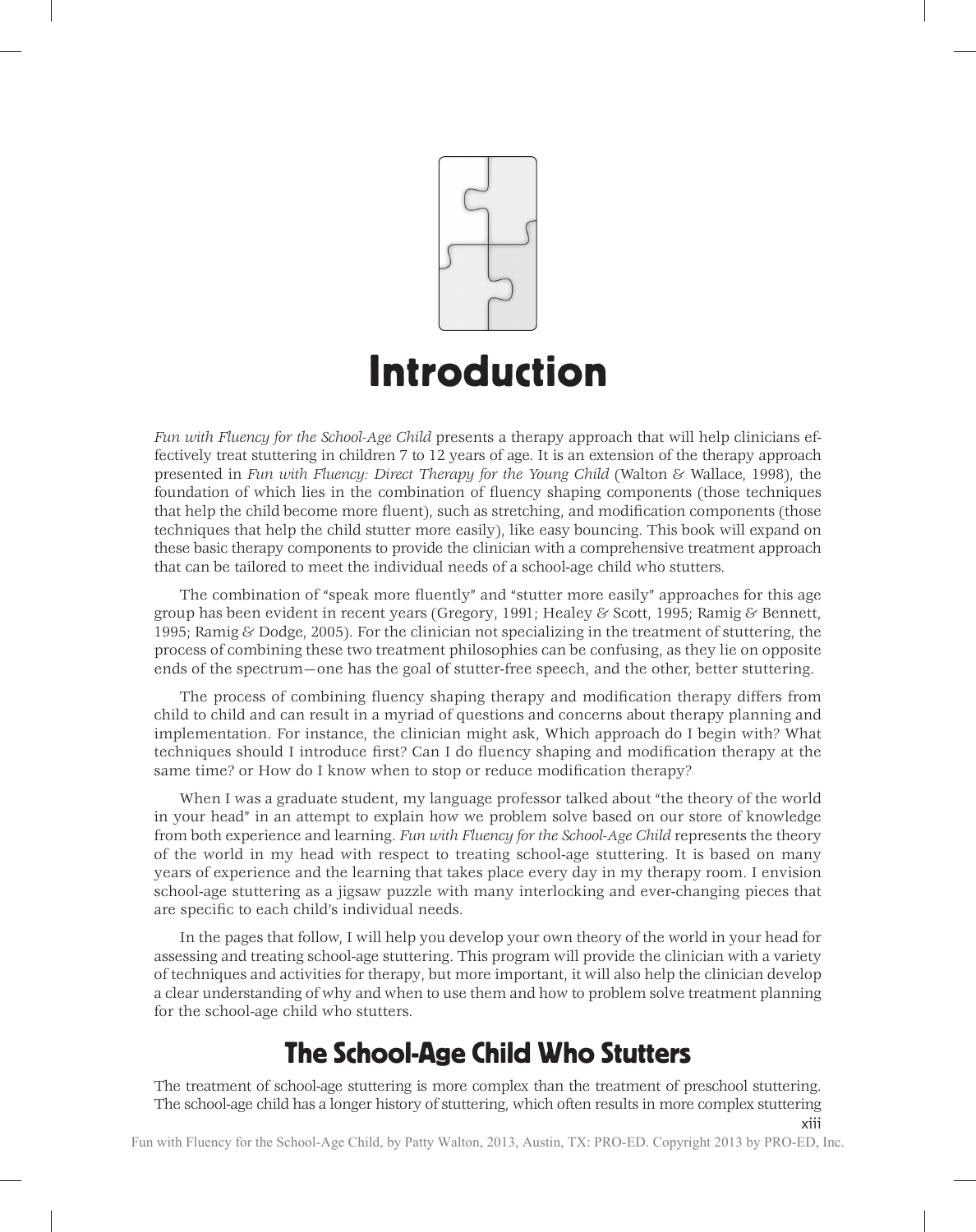# Introduction

*Fun with Fluency for the School-Age Child* presents a therapy approach that will help clinicians effectively treat stuttering in children 7 to 12 years of age. It is an extension of the therapy approach presented in *Fun with Fluency: Direct Therapy for the Young Child* (Walton & Wallace, 1998), the foundation of which lies in the combination of fluency shaping components (those techniques that help the child become more fluent), such as stretching, and modification components (those techniques that help the child stutter more easily), like easy bouncing. This book will expand on these basic therapy components to provide the clinician with a comprehensive treatment approach that can be tailored to meet the individual needs of a school-age child who stutters.

The combination of "speak more fluently" and "stutter more easily" approaches for this age group has been evident in recent years (Gregory, 1991; Healey & Scott, 1995; Ramig & Bennett, 1995; Ramig & Dodge, 2005). For the clinician not specializing in the treatment of stuttering, the process of combining these two treatment philosophies can be confusing, as they lie on opposite ends of the spectrum—one has the goal of stutter-free speech, and the other, better stuttering.

The process of combining fluency shaping therapy and modification therapy differs from child to child and can result in a myriad of questions and concerns about therapy planning and implementation. For instance, the clinician might ask, Which approach do I begin with? What techniques should I introduce first? Can I do fluency shaping and modification therapy at the same time? or How do I know when to stop or reduce modification therapy?

When I was a graduate student, my language professor talked about "the theory of the world in your head" in an attempt to explain how we problem solve based on our store of knowledge from both experience and learning. *Fun with Fluency for the School-Age Child* represents the theory of the world in my head with respect to treating school-age stuttering. It is based on many years of experience and the learning that takes place every day in my therapy room. I envision school-age stuttering as a jigsaw puzzle with many interlocking and ever-changing pieces that are specific to each child's individual needs.

In the pages that follow, I will help you develop your own theory of the world in your head for assessing and treating school-age stuttering. This program will provide the clinician with a variety of techniques and activities for therapy, but more important, it will also help the clinician develop a clear understanding of why and when to use them and how to problem solve treatment planning for the school-age child who stutters.

## The School-Age Child Who Stutters

The treatment of school-age stuttering is more complex than the treatment of preschool stuttering. The school-age child has a longer history of stuttering, which often results in more complex stuttering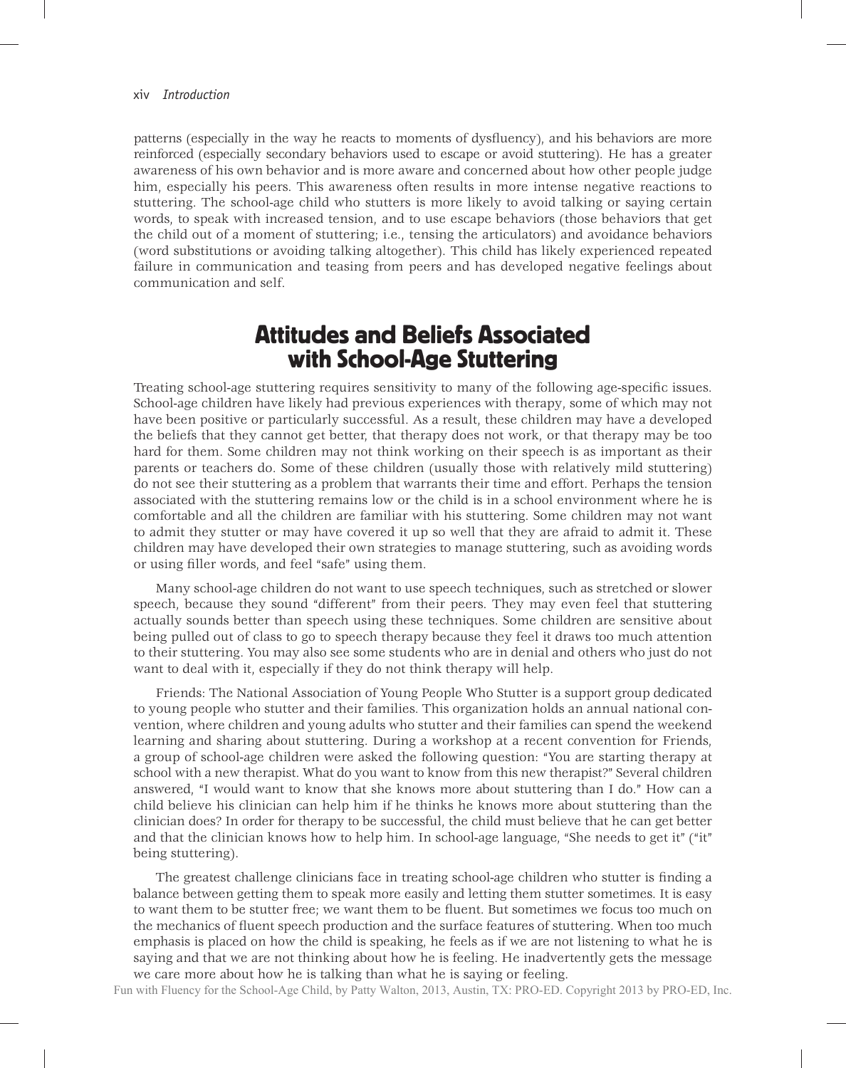patterns (especially in the way he reacts to moments of dysfluency), and his behaviors are more reinforced (especially secondary behaviors used to escape or avoid stuttering). He has a greater awareness of his own behavior and is more aware and concerned about how other people judge him, especially his peers. This awareness often results in more intense negative reactions to stuttering. The school-age child who stutters is more likely to avoid talking or saying certain words, to speak with increased tension, and to use escape behaviors (those behaviors that get the child out of a moment of stuttering; i.e., tensing the articulators) and avoidance behaviors (word substitutions or avoiding talking altogether). This child has likely experienced repeated failure in communication and teasing from peers and has developed negative feelings about communication and self.

## Attitudes and Beliefs Associated with School-Age Stuttering

Treating school-age stuttering requires sensitivity to many of the following age-specific issues. School-age children have likely had previous experiences with therapy, some of which may not have been positive or particularly successful. As a result, these children may have a developed the beliefs that they cannot get better, that therapy does not work, or that therapy may be too hard for them. Some children may not think working on their speech is as important as their parents or teachers do. Some of these children (usually those with relatively mild stuttering) do not see their stuttering as a problem that warrants their time and effort. Perhaps the tension associated with the stuttering remains low or the child is in a school environment where he is comfortable and all the children are familiar with his stuttering. Some children may not want to admit they stutter or may have covered it up so well that they are afraid to admit it. These children may have developed their own strategies to manage stuttering, such as avoiding words or using filler words, and feel "safe" using them.

Many school-age children do not want to use speech techniques, such as stretched or slower speech, because they sound "different" from their peers. They may even feel that stuttering actually sounds better than speech using these techniques. Some children are sensitive about being pulled out of class to go to speech therapy because they feel it draws too much attention to their stuttering. You may also see some students who are in denial and others who just do not want to deal with it, especially if they do not think therapy will help.

Friends: The National Association of Young People Who Stutter is a support group dedicated to young people who stutter and their families. This organization holds an annual national convention, where children and young adults who stutter and their families can spend the weekend learning and sharing about stuttering. During a workshop at a recent convention for Friends, a group of school-age children were asked the following question: "You are starting therapy at school with a new therapist. What do you want to know from this new therapist?" Several children answered, "I would want to know that she knows more about stuttering than I do." How can a child believe his clinician can help him if he thinks he knows more about stuttering than the clinician does? In order for therapy to be successful, the child must believe that he can get better and that the clinician knows how to help him. In school-age language, "She needs to get it" ("it" being stuttering).

The greatest challenge clinicians face in treating school-age children who stutter is finding a balance between getting them to speak more easily and letting them stutter sometimes. It is easy to want them to be stutter free; we want them to be fluent. But sometimes we focus too much on the mechanics of fluent speech production and the surface features of stuttering. When too much emphasis is placed on how the child is speaking, he feels as if we are not listening to what he is saying and that we are not thinking about how he is feeling. He inadvertently gets the message we care more about how he is talking than what he is saying or feeling.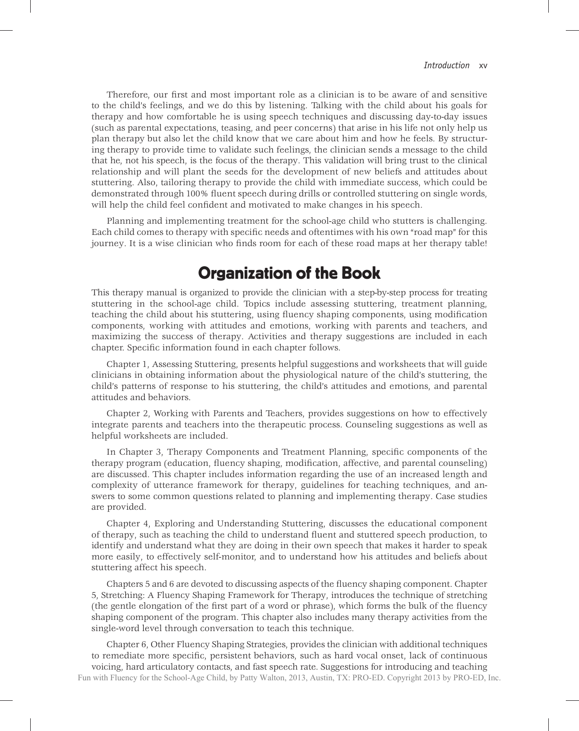Therefore, our first and most important role as a clinician is to be aware of and sensitive to the child's feelings, and we do this by listening. Talking with the child about his goals for therapy and how comfortable he is using speech techniques and discussing day-to-day issues (such as parental expectations, teasing, and peer concerns) that arise in his life not only help us plan therapy but also let the child know that we care about him and how he feels. By structuring therapy to provide time to validate such feelings, the clinician sends a message to the child that he, not his speech, is the focus of the therapy. This validation will bring trust to the clinical relationship and will plant the seeds for the development of new beliefs and attitudes about stuttering. Also, tailoring therapy to provide the child with immediate success, which could be demonstrated through 100% fluent speech during drills or controlled stuttering on single words, will help the child feel confident and motivated to make changes in his speech.

Planning and implementing treatment for the school-age child who stutters is challenging. Each child comes to therapy with specific needs and oftentimes with his own "road map" for this journey. It is a wise clinician who finds room for each of these road maps at her therapy table!

## Organization of the Book

This therapy manual is organized to provide the clinician with a step-by-step process for treating stuttering in the school-age child. Topics include assessing stuttering, treatment planning, teaching the child about his stuttering, using fluency shaping components, using modification components, working with attitudes and emotions, working with parents and teachers, and maximizing the success of therapy. Activities and therapy suggestions are included in each chapter. Specific information found in each chapter follows.

Chapter 1, Assessing Stuttering, presents helpful suggestions and worksheets that will guide clinicians in obtaining information about the physiological nature of the child's stuttering, the child's patterns of response to his stuttering, the child's attitudes and emotions, and parental attitudes and behaviors.

Chapter 2, Working with Parents and Teachers, provides suggestions on how to effectively integrate parents and teachers into the therapeutic process. Counseling suggestions as well as helpful worksheets are included.

In Chapter 3, Therapy Components and Treatment Planning, specific components of the therapy program (education, fluency shaping, modification, affective, and parental counseling) are discussed. This chapter includes information regarding the use of an increased length and complexity of utterance framework for therapy, guidelines for teaching techniques, and answers to some common questions related to planning and implementing therapy. Case studies are provided.

Chapter 4, Exploring and Understanding Stuttering, discusses the educational component of therapy, such as teaching the child to understand fluent and stuttered speech production, to identify and understand what they are doing in their own speech that makes it harder to speak more easily, to effectively self-monitor, and to understand how his attitudes and beliefs about stuttering affect his speech.

Chapters 5 and 6 are devoted to discussing aspects of the fluency shaping component. Chapter 5, Stretching: A Fluency Shaping Framework for Therapy, introduces the technique of stretching (the gentle elongation of the first part of a word or phrase), which forms the bulk of the fluency shaping component of the program. This chapter also includes many therapy activities from the single-word level through conversation to teach this technique.

Chapter 6, Other Fluency Shaping Strategies, provides the clinician with additional techniques to remediate more specific, persistent behaviors, such as hard vocal onset, lack of continuous voicing, hard articulatory contacts, and fast speech rate. Suggestions for introducing and teaching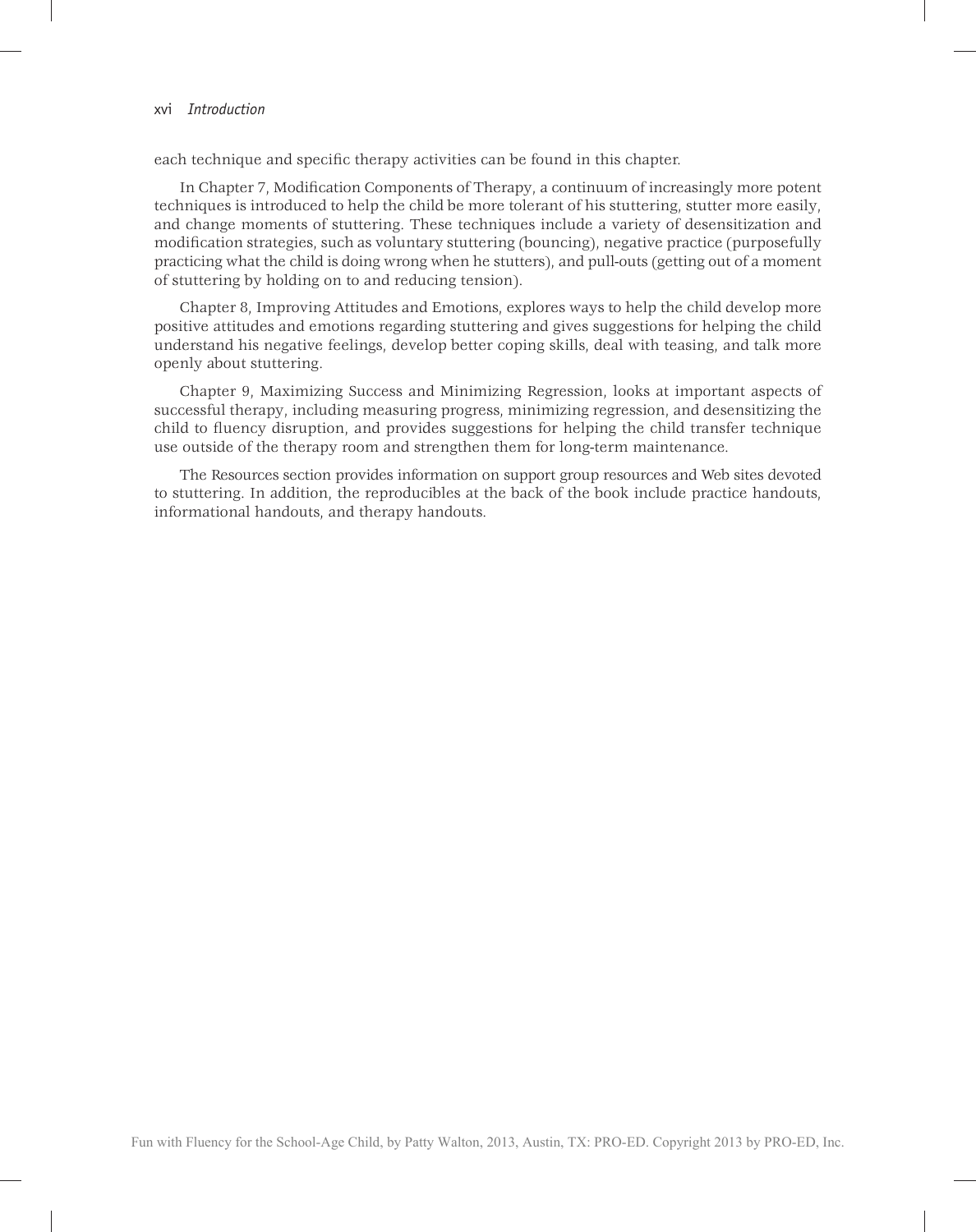each technique and specific therapy activities can be found in this chapter.

In Chapter 7, Modification Components of Therapy, a continuum of increasingly more potent techniques is introduced to help the child be more tolerant of his stuttering, stutter more easily, and change moments of stuttering. These techniques include a variety of desensitization and modification strategies, such as voluntary stuttering (bouncing), negative practice (purposefully practicing what the child is doing wrong when he stutters), and pull-outs (getting out of a moment of stuttering by holding on to and reducing tension).

Chapter 8, Improving Attitudes and Emotions, explores ways to help the child develop more positive attitudes and emotions regarding stuttering and gives suggestions for helping the child understand his negative feelings, develop better coping skills, deal with teasing, and talk more openly about stuttering.

Chapter 9, Maximizing Success and Minimizing Regression, looks at important aspects of successful therapy, including measuring progress, minimizing regression, and desensitizing the child to fluency disruption, and provides suggestions for helping the child transfer technique use outside of the therapy room and strengthen them for long-term maintenance.

The Resources section provides information on support group resources and Web sites devoted to stuttering. In addition, the reproducibles at the back of the book include practice handouts, informational handouts, and therapy handouts.